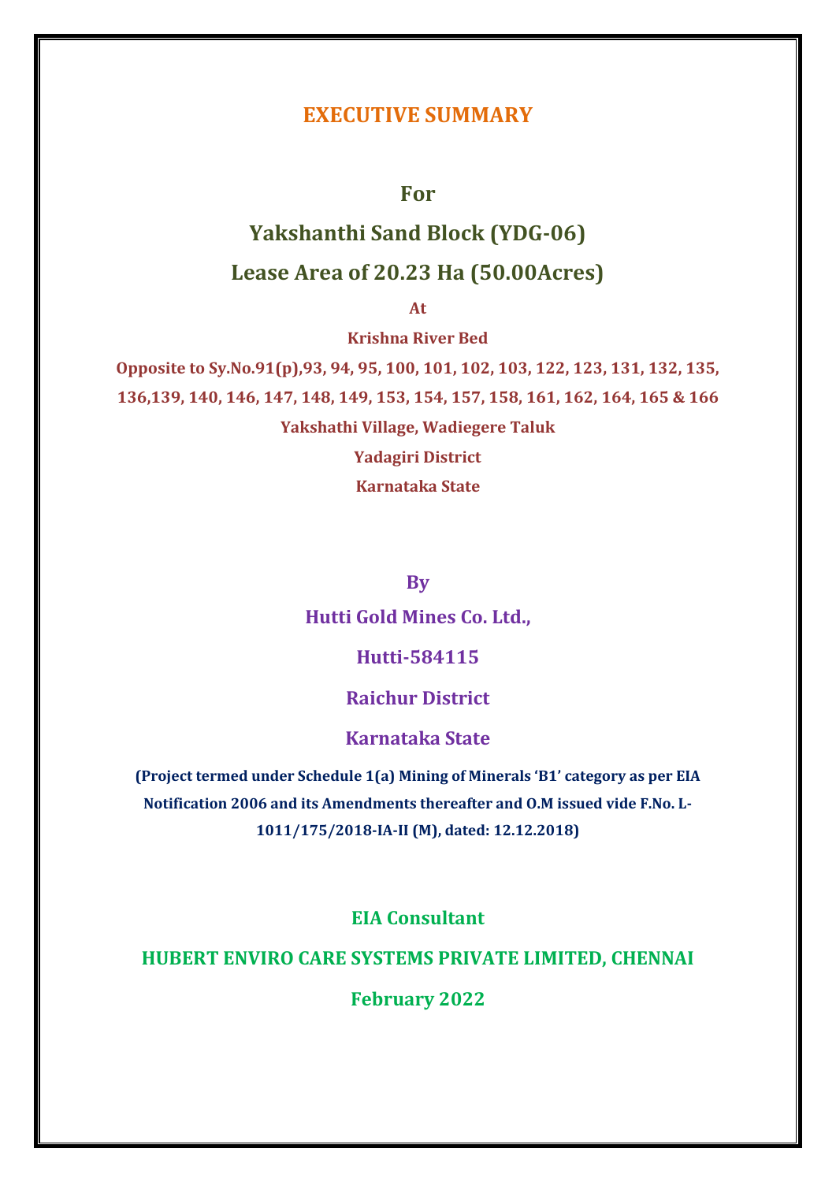# EXECUTIVE SUMMARY

## For

## Yakshanthi Sand Block (YDG-06)

## Lease Area of 20.23 Ha (50.00Acres)

**At**

**Krishna River Bed**

**Opposite to Sy.No.91(p),93, 94, 95, 100, 101, 102, 103, 122, 123, 131, 132, 135, 136,139, 140, 146, 147, 148, 149, 153, 154, 157, 158, 161, 162, 164, 165 & 166**

**Yakshathi Village, Wadiegere Taluk**

**Yadagiri District**

**Karnataka State**

**By**

**Hutti Gold Mines Co. Ltd.,**

**Hutti-584115**

**Raichur District**

**Karnataka State**

**(Project termed under Schedule 1(a) Mining of Minerals 'B1' category as per EIA Notification 2006 and its Amendments thereafter and O.M issued vide F.No. L-1011/175/2018-IA-II (M), dated: 12.12.2018)**

**EIA Consultant**

**HUBERT ENVIRO CARE SYSTEMS PRIVATE LIMITED, CHENNAI**

**February 2022**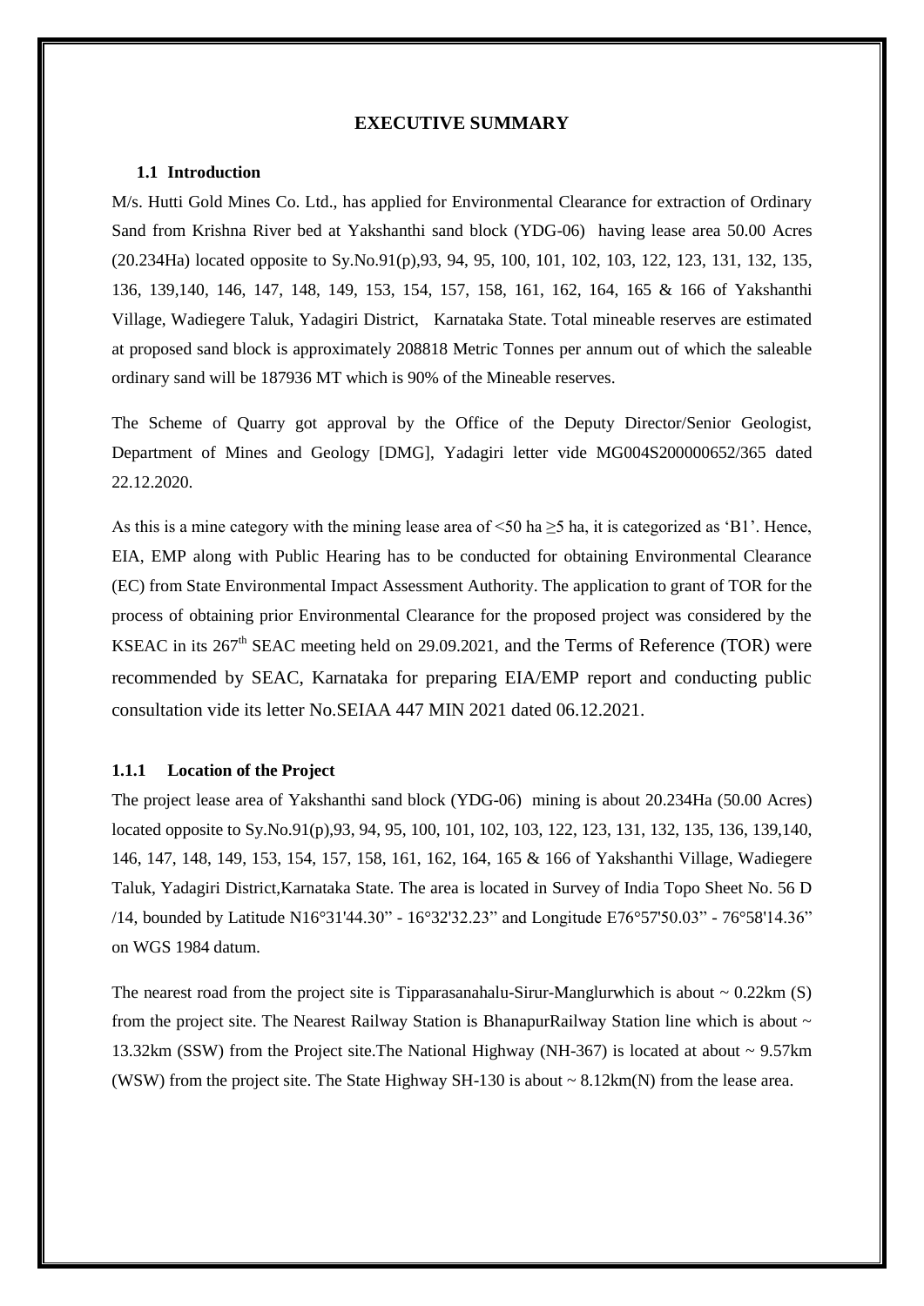# EXECUTIVE SUMMARY

### 1.1 Introduction

M/s. Hutti Gold Mines Co. Ltd., has applied for Environmental Clearance for extraction of Ordinary Sand from Krishna River bed at Yakshanthi sand block (YDG-06) having lease area 50.00 Acres (20.234Ha) located opposite to Sy.No.91(p),93, 94, 95, 100, 101, 102, 103, 122, 123, 131, 132, 135, 136, 139,140, 146, 147, 148, 149, 153, 154, 157, 158, 161, 162, 164, 165 & 166 of Yakshanthi Village, Wadiegere Taluk, Yadagiri District, Karnataka State. Total mineable reserves are estimated at proposed sand block is approximately 208818 Metric Tonnes per annum out of which the saleable ordinary sand will be 187936 MT which is 90% of the Mineable reserves.

The Scheme of Quarry got approval by the Office of the Deputy Director/Senior Geologist, Department of Mines and Geology [DMG], Yadagiri letter vide MG004S200000652/365 dated 22.12.2020.

As this is a mine category with the mining lease area of <50 ha ≥5 ha, it is categorized as 'B1'. Hence, EIA, EMP along with Public Hearing has to be conducted for obtaining Environmental Clearance (EC) from State Environmental Impact Assessment Authority. The application to grant of TOR for the process of obtaining prior Environmental Clearance for the proposed project was considered by the KSEAC in its 267th SEAC meeting held on 29.09.2021, and the Terms of Reference (TOR) were recommended by SEAC, Karnataka for preparing EIA/EMP report and conducting public consultation vide its letter No.SEIAA 447 MIN 2021 dated 06.12.2021.

#### 1.1.1 Location of the Project

The project lease area of Yakshanthi sand block (YDG-06) mining is about 20.234Ha (50.00 Acres) located opposite to Sy.No.91(p),93, 94, 95, 100, 101, 102, 103, 122, 123, 131, 132, 135, 136, 139,140, 146, 147, 148, 149, 153, 154, 157, 158, 161, 162, 164, 165 & 166 of Yakshanthi Village, Wadiegere Taluk, Yadagiri District,Karnataka State. The area is located in Survey of India Topo Sheet No. 56 D /14, bounded by Latitude N16°31'44.30" - 16°32'32.23" and Longitude E76°57'50.03" - 76°58'14.36" on WGS 1984 datum.

The nearest road from the project site is Tipparasanahalu-Sirur-Manglurwhich is about ~ 0.22km (S) from the project site. The Nearest Railway Station is BhanapurRailway Station line which is about ~ 13.32km (SSW) from the Project site.The National Highway (NH-367) is located at about ~ 9.57km (WSW) from the project site. The State Highway SH-130 is about ~ 8.12km(N) from the lease area.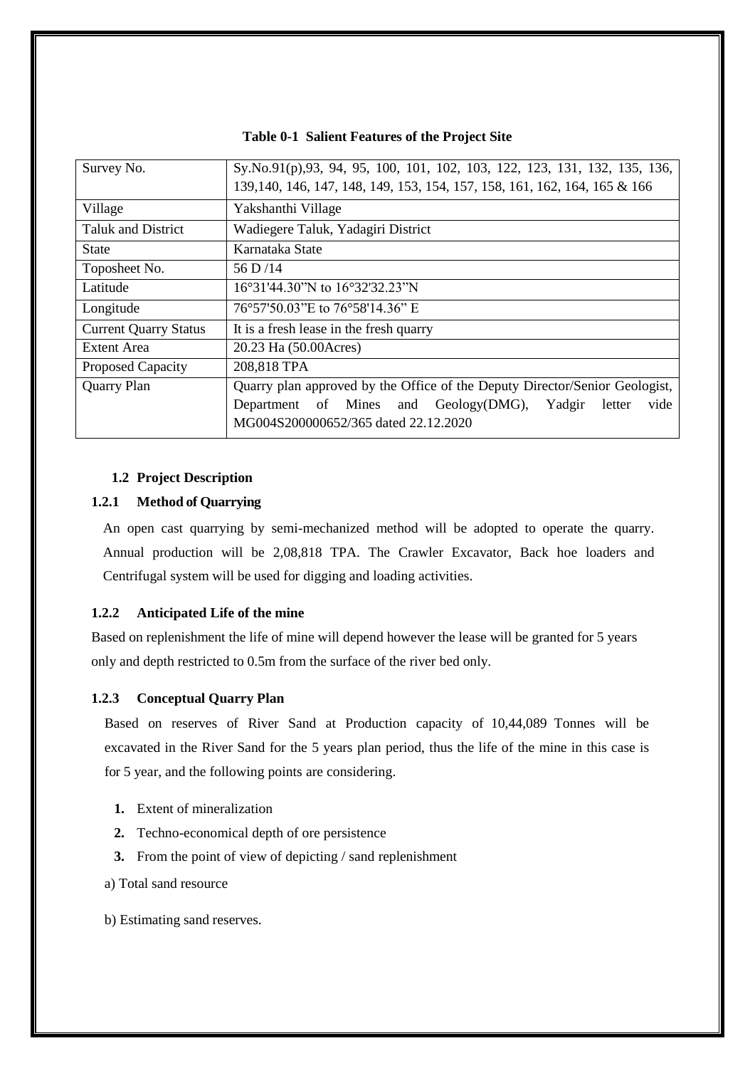**Table 0-1 Salient Features of the Project Site**

| Survey No. | Sy.No.91(p),93, 94, 95, 100, 101, 102, 103, 122, 123, 131, 132, 135, 136, 139,140, 146, 147, 148, 149, 153, 154, 157, 158, 161, 162, 164, 165 & 166 |
|---|---|
| Village | Yakshanthi Village |
| Taluk and District | Wadiegere Taluk, Yadagiri District |
| State | Karnataka State |
| Toposheet No. | 56 D /14 |
| Latitude | 16°31'44.30"N to 16°32'32.23"N |
| Longitude | 76°57'50.03"E to 76°58'14.36" E |
| Current Quarry Status | It is a fresh lease in the fresh quarry |
| Extent Area | 20.23 Ha (50.00Acres) |
| Proposed Capacity | 208,818 TPA |
| Quarry Plan | Quarry plan approved by the Office of the Deputy Director/Senior Geologist, Department of Mines and Geology(DMG), Yadgir letter vide MG004S200000652/365 dated 22.12.2020 |

## 1.2 Project Description

### 1.2.1 Method of Quarrying

An open cast quarrying by semi-mechanized method will be adopted to operate the quarry. Annual production will be 2,08,818 TPA. The Crawler Excavator, Back hoe loaders and Centrifugal system will be used for digging and loading activities.

### 1.2.2 Anticipated Life of the mine

Based on replenishment the life of mine will depend however the lease will be granted for 5 years only and depth restricted to 0.5m from the surface of the river bed only.

### 1.2.3 Conceptual Quarry Plan

Based on reserves of River Sand at Production capacity of 10,44,089 Tonnes will be excavated in the River Sand for the 5 years plan period, thus the life of the mine in this case is for 5 year, and the following points are considering.

1. Extent of mineralization
2. Techno-economical depth of ore persistence
3. From the point of view of depicting / sand replenishment

a) Total sand resource

b) Estimating sand reserves.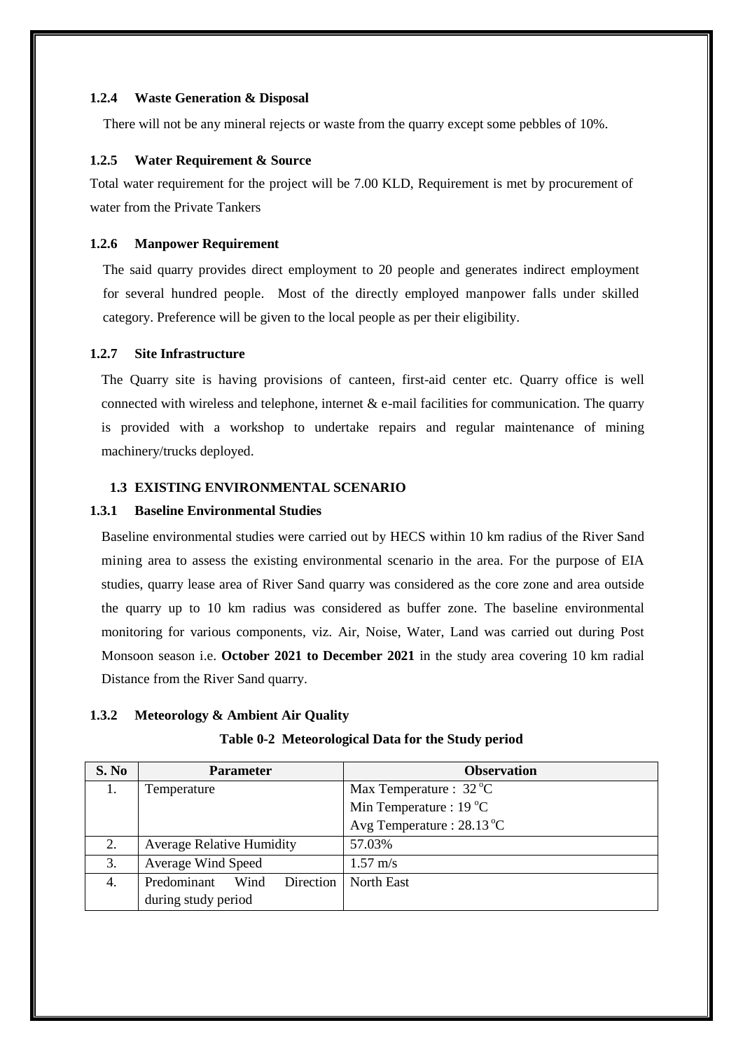### 1.2.4 Waste Generation & Disposal

There will not be any mineral rejects or waste from the quarry except some pebbles of 10%.

### 1.2.5 Water Requirement & Source

Total water requirement for the project will be 7.00 KLD, Requirement is met by procurement of water from the Private Tankers

### 1.2.6 Manpower Requirement

The said quarry provides direct employment to 20 people and generates indirect employment for several hundred people. Most of the directly employed manpower falls under skilled category. Preference will be given to the local people as per their eligibility.

### 1.2.7 Site Infrastructure

The Quarry site is having provisions of canteen, first-aid center etc. Quarry office is well connected with wireless and telephone, internet & e-mail facilities for communication. The quarry is provided with a workshop to undertake repairs and regular maintenance of mining machinery/trucks deployed.

## 1.3 EXISTING ENVIRONMENTAL SCENARIO

### 1.3.1 Baseline Environmental Studies

Baseline environmental studies were carried out by HECS within 10 km radius of the River Sand mining area to assess the existing environmental scenario in the area. For the purpose of EIA studies, quarry lease area of River Sand quarry was considered as the core zone and area outside the quarry up to 10 km radius was considered as buffer zone. The baseline environmental monitoring for various components, viz. Air, Noise, Water, Land was carried out during Post Monsoon season i.e. **October 2021 to December 2021** in the study area covering 10 km radial Distance from the River Sand quarry.

### 1.3.2 Meteorology & Ambient Air Quality

**Table 0-2 Meteorological Data for the Study period**

| S. No | Parameter | Observation |
|---|---|---|
| 1. | Temperature | Max Temperature : 32 °C<br>Min Temperature : 19 °C<br>Avg Temperature : 28.13 °C |
| 2. | Average Relative Humidity | 57.03% |
| 3. | Average Wind Speed | 1.57 m/s |
| 4. | Predominant Wind Direction during study period | North East |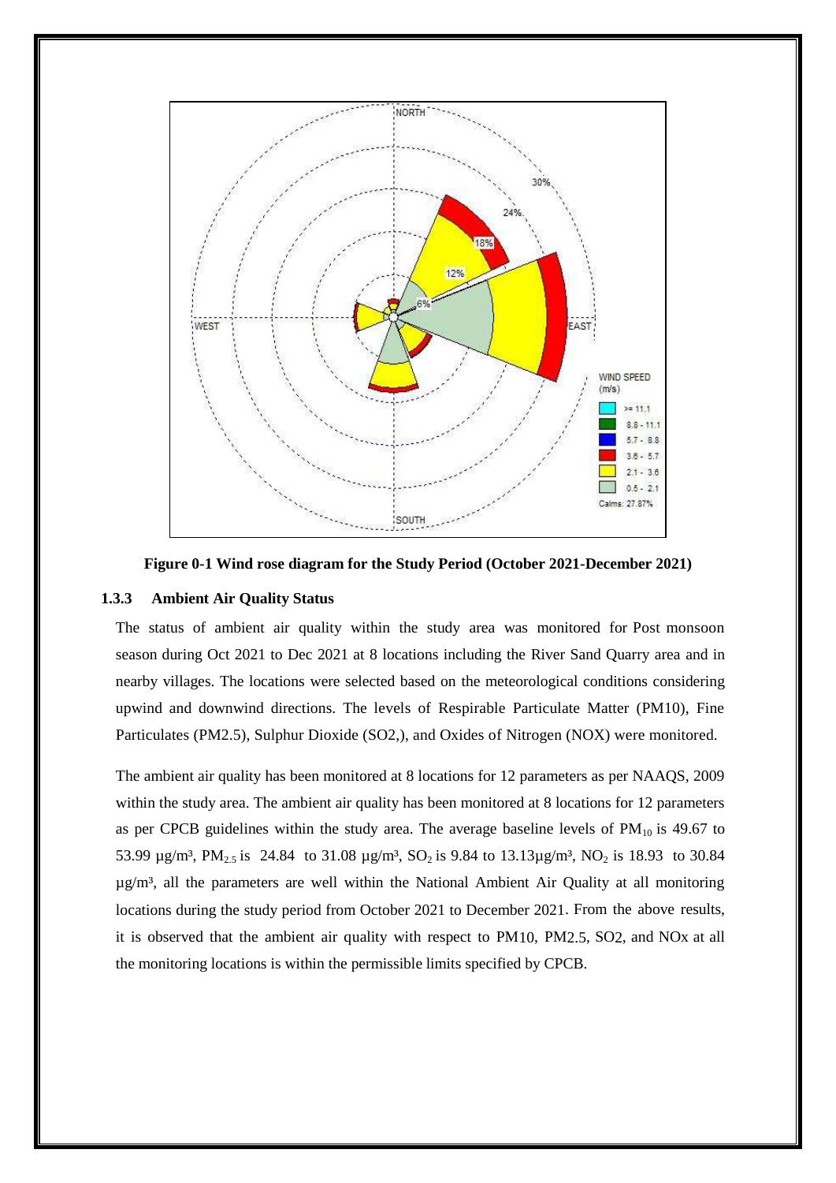**Figure 0-1 Wind rose diagram for the Study Period (October 2021-December 2021)**

### 1.3.3 Ambient Air Quality Status

The status of ambient air quality within the study area was monitored for Post monsoon season during Oct 2021 to Dec 2021 at 8 locations including the River Sand Quarry area and in nearby villages. The locations were selected based on the meteorological conditions considering upwind and downwind directions. The levels of Respirable Particulate Matter (PM10), Fine Particulates (PM2.5), Sulphur Dioxide (SO2,), and Oxides of Nitrogen (NOX) were monitored.

The ambient air quality has been monitored at 8 locations for 12 parameters as per NAAQS, 2009 within the study area. The ambient air quality has been monitored at 8 locations for 12 parameters as per CPCB guidelines within the study area. The average baseline levels of $PM_{10}$ is 49.67 to 53.99 µg/m³, $PM_{2.5}$ is 24.84 to 31.08 µg/m³, $SO_2$ is 9.84 to 13.13µg/m³, $NO_2$ is 18.93 to 30.84 µg/m³, all the parameters are well within the National Ambient Air Quality at all monitoring locations during the study period from October 2021 to December 2021. From the above results, it is observed that the ambient air quality with respect to PM10, PM2.5, SO2, and NOx at all the monitoring locations is within the permissible limits specified by CPCB.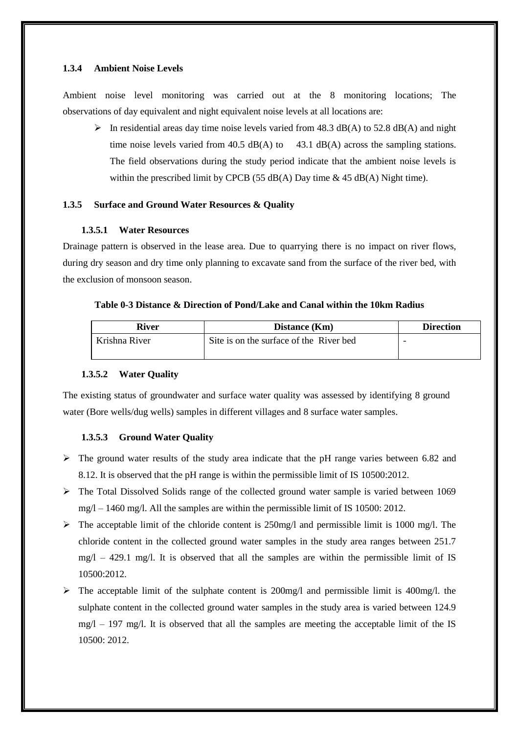### 1.3.4 Ambient Noise Levels

Ambient noise level monitoring was carried out at the 8 monitoring locations; The observations of day equivalent and night equivalent noise levels at all locations are:

- In residential areas day time noise levels varied from 48.3 dB(A) to 52.8 dB(A) and night time noise levels varied from 40.5 dB(A) to 43.1 dB(A) across the sampling stations. The field observations during the study period indicate that the ambient noise levels is within the prescribed limit by CPCB (55 dB(A) Day time & 45 dB(A) Night time).

### 1.3.5 Surface and Ground Water Resources & Quality

#### 1.3.5.1 Water Resources

Drainage pattern is observed in the lease area. Due to quarrying there is no impact on river flows, during dry season and dry time only planning to excavate sand from the surface of the river bed, with the exclusion of monsoon season.

**Table 0-3 Distance & Direction of Pond/Lake and Canal within the 10km Radius**

| River | Distance (Km) | Direction |
| --- | --- | --- |
| Krishna River | Site is on the surface of the River bed | - |

#### 1.3.5.2 Water Quality

The existing status of groundwater and surface water quality was assessed by identifying 8 ground water (Bore wells/dug wells) samples in different villages and 8 surface water samples.

#### 1.3.5.3 Ground Water Quality

- The ground water results of the study area indicate that the pH range varies between 6.82 and 8.12. It is observed that the pH range is within the permissible limit of IS 10500:2012.
- The Total Dissolved Solids range of the collected ground water sample is varied between 1069 mg/l – 1460 mg/l. All the samples are within the permissible limit of IS 10500: 2012.
- The acceptable limit of the chloride content is 250mg/l and permissible limit is 1000 mg/l. The chloride content in the collected ground water samples in the study area ranges between 251.7 mg/l – 429.1 mg/l. It is observed that all the samples are within the permissible limit of IS 10500:2012.
- The acceptable limit of the sulphate content is 200mg/l and permissible limit is 400mg/l. the sulphate content in the collected ground water samples in the study area is varied between 124.9 mg/l – 197 mg/l. It is observed that all the samples are meeting the acceptable limit of the IS 10500: 2012.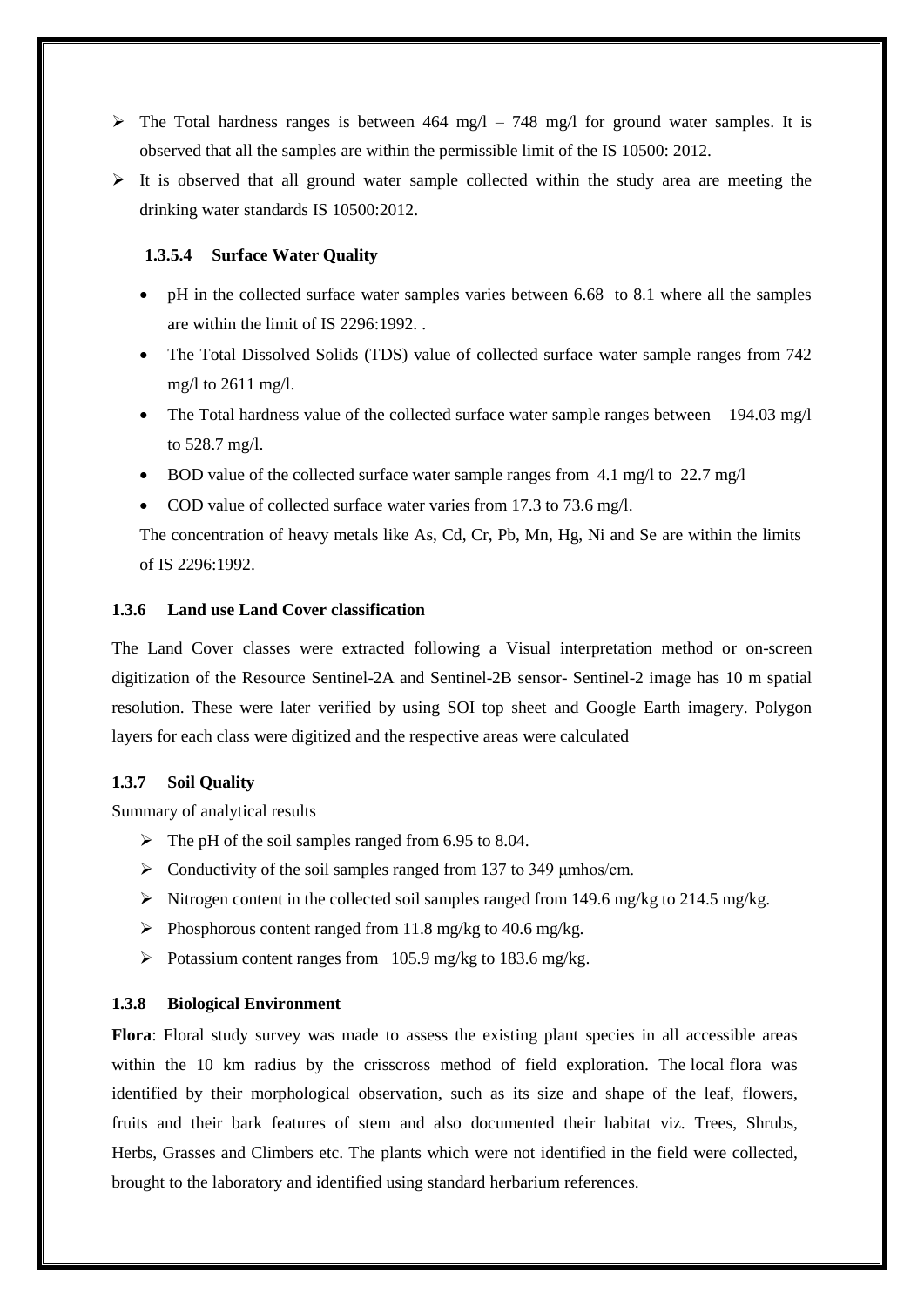- The Total hardness ranges is between 464 mg/l – 748 mg/l for ground water samples. It is observed that all the samples are within the permissible limit of the IS 10500: 2012.
- It is observed that all ground water sample collected within the study area are meeting the drinking water standards IS 10500:2012.

#### 1.3.5.4 Surface Water Quality

- pH in the collected surface water samples varies between 6.68 to 8.1 where all the samples are within the limit of IS 2296:1992. .
- The Total Dissolved Solids (TDS) value of collected surface water sample ranges from 742 mg/l to 2611 mg/l.
- The Total hardness value of the collected surface water sample ranges between 194.03 mg/l to 528.7 mg/l.
- BOD value of the collected surface water sample ranges from 4.1 mg/l to 22.7 mg/l
- COD value of collected surface water varies from 17.3 to 73.6 mg/l.

The concentration of heavy metals like As, Cd, Cr, Pb, Mn, Hg, Ni and Se are within the limits of IS 2296:1992.

### 1.3.6 Land use Land Cover classification

The Land Cover classes were extracted following a Visual interpretation method or on-screen digitization of the Resource Sentinel-2A and Sentinel-2B sensor- Sentinel-2 image has 10 m spatial resolution. These were later verified by using SOI top sheet and Google Earth imagery. Polygon layers for each class were digitized and the respective areas were calculated

### 1.3.7 Soil Quality

Summary of analytical results

- The pH of the soil samples ranged from 6.95 to 8.04.
- Conductivity of the soil samples ranged from 137 to 349 μmhos/cm.
- Nitrogen content in the collected soil samples ranged from 149.6 mg/kg to 214.5 mg/kg.
- Phosphorous content ranged from 11.8 mg/kg to 40.6 mg/kg.
- Potassium content ranges from 105.9 mg/kg to 183.6 mg/kg.

### 1.3.8 Biological Environment

**Flora**: Floral study survey was made to assess the existing plant species in all accessible areas within the 10 km radius by the crisscross method of field exploration. The local flora was identified by their morphological observation, such as its size and shape of the leaf, flowers, fruits and their bark features of stem and also documented their habitat viz. Trees, Shrubs, Herbs, Grasses and Climbers etc. The plants which were not identified in the field were collected, brought to the laboratory and identified using standard herbarium references.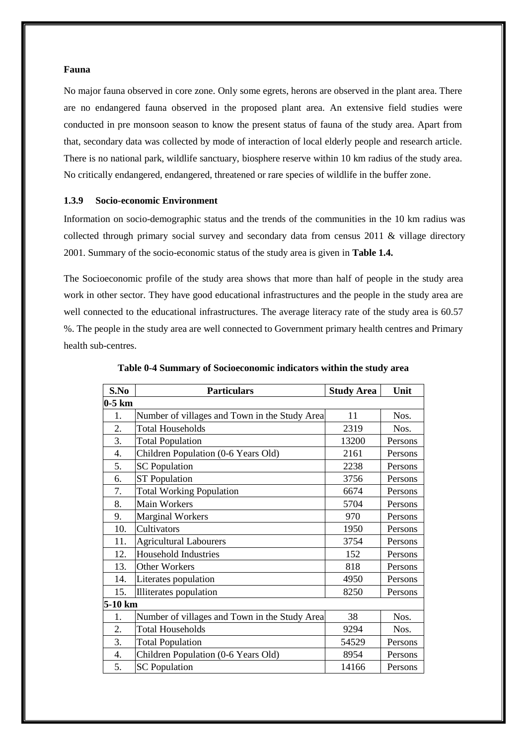**Fauna**

No major fauna observed in core zone. Only some egrets, herons are observed in the plant area. There are no endangered fauna observed in the proposed plant area. An extensive field studies were conducted in pre monsoon season to know the present status of fauna of the study area. Apart from that, secondary data was collected by mode of interaction of local elderly people and research article. There is no national park, wildlife sanctuary, biosphere reserve within 10 km radius of the study area. No critically endangered, endangered, threatened or rare species of wildlife in the buffer zone.

### 1.3.9 Socio-economic Environment

Information on socio-demographic status and the trends of the communities in the 10 km radius was collected through primary social survey and secondary data from census 2011 & village directory 2001. Summary of the socio-economic status of the study area is given in **Table 1.4.**

The Socioeconomic profile of the study area shows that more than half of people in the study area work in other sector. They have good educational infrastructures and the people in the study area are well connected to the educational infrastructures. The average literacy rate of the study area is 60.57 %. The people in the study area are well connected to Government primary health centres and Primary health sub-centres.

**Table 0-4 Summary of Socioeconomic indicators within the study area**

| S.No | Particulars | Study Area | Unit |
|---|---|---|---|
| **0-5 km** | | | |
| 1. | Number of villages and Town in the Study Area | 11 | Nos. |
| 2. | Total Households | 2319 | Nos. |
| 3. | Total Population | 13200 | Persons |
| 4. | Children Population (0-6 Years Old) | 2161 | Persons |
| 5. | SC Population | 2238 | Persons |
| 6. | ST Population | 3756 | Persons |
| 7. | Total Working Population | 6674 | Persons |
| 8. | Main Workers | 5704 | Persons |
| 9. | Marginal Workers | 970 | Persons |
| 10. | Cultivators | 1950 | Persons |
| 11. | Agricultural Labourers | 3754 | Persons |
| 12. | Household Industries | 152 | Persons |
| 13. | Other Workers | 818 | Persons |
| 14. | Literates population | 4950 | Persons |
| 15. | Illiterates population | 8250 | Persons |
| **5-10 km** | | | |
| 1. | Number of villages and Town in the Study Area | 38 | Nos. |
| 2. | Total Households | 9294 | Nos. |
| 3. | Total Population | 54529 | Persons |
| 4. | Children Population (0-6 Years Old) | 8954 | Persons |
| 5. | SC Population | 14166 | Persons |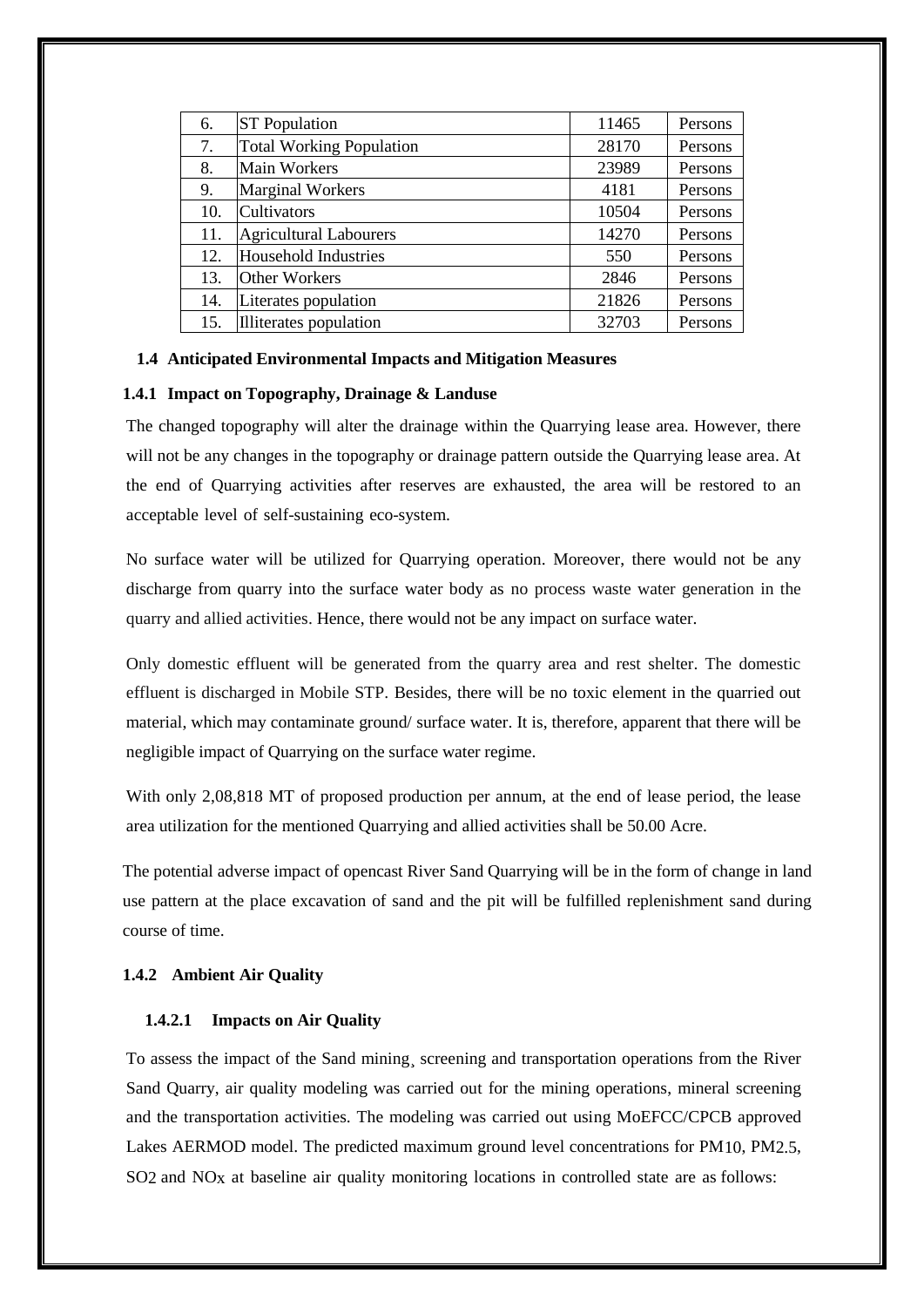| 6. | ST Population | 11465 | Persons |
|---|---|---|---|
| 7. | Total Working Population | 28170 | Persons |
| 8. | Main Workers | 23989 | Persons |
| 9. | Marginal Workers | 4181 | Persons |
| 10. | Cultivators | 10504 | Persons |
| 11. | Agricultural Labourers | 14270 | Persons |
| 12. | Household Industries | 550 | Persons |
| 13. | Other Workers | 2846 | Persons |
| 14. | Literates population | 21826 | Persons |
| 15. | Illiterates population | 32703 | Persons |

### 1.4 Anticipated Environmental Impacts and Mitigation Measures

#### 1.4.1 Impact on Topography, Drainage & Landuse

The changed topography will alter the drainage within the Quarrying lease area. However, there will not be any changes in the topography or drainage pattern outside the Quarrying lease area. At the end of Quarrying activities after reserves are exhausted, the area will be restored to an acceptable level of self-sustaining eco-system.

No surface water will be utilized for Quarrying operation. Moreover, there would not be any discharge from quarry into the surface water body as no process waste water generation in the quarry and allied activities. Hence, there would not be any impact on surface water.

Only domestic effluent will be generated from the quarry area and rest shelter. The domestic effluent is discharged in Mobile STP. Besides, there will be no toxic element in the quarried out material, which may contaminate ground/ surface water. It is, therefore, apparent that there will be negligible impact of Quarrying on the surface water regime.

With only 2,08,818 MT of proposed production per annum, at the end of lease period, the lease area utilization for the mentioned Quarrying and allied activities shall be 50.00 Acre.

The potential adverse impact of opencast River Sand Quarrying will be in the form of change in land use pattern at the place excavation of sand and the pit will be fulfilled replenishment sand during course of time.

#### 1.4.2 Ambient Air Quality

##### 1.4.2.1 Impacts on Air Quality

To assess the impact of the Sand mining, screening and transportation operations from the River Sand Quarry, air quality modeling was carried out for the mining operations, mineral screening and the transportation activities. The modeling was carried out using MoEFCC/CPCB approved Lakes AERMOD model. The predicted maximum ground level concentrations for $PM_{10}$, $PM_{2.5}$, $SO_2$ and $NO_X$ at baseline air quality monitoring locations in controlled state are as follows: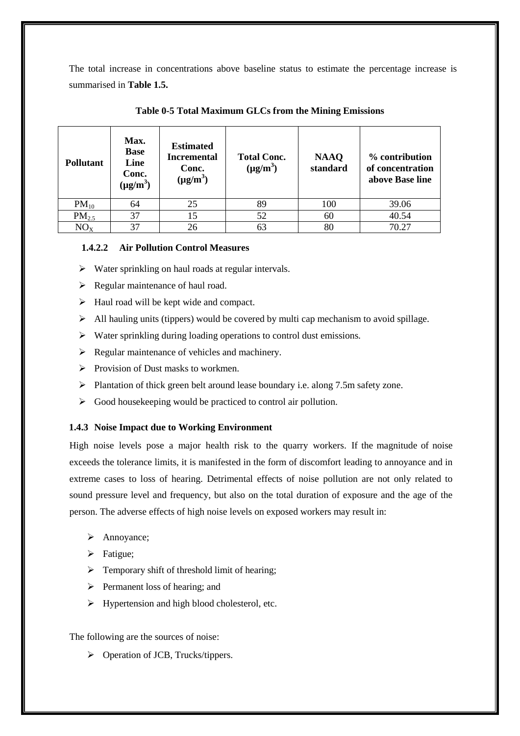The total increase in concentrations above baseline status to estimate the percentage increase is summarised in **Table 1.5.**

**Table 0-5 Total Maximum GLCs from the Mining Emissions**

| Pollutant | Max. Base Line Conc. ($\mu g/m^3$) | Estimated Incremental Conc. ($\mu g/m^3$) | Total Conc. ($\mu g/m^3$) | NAAQ standard | % contribution of concentration above Base line |
|---|---|---|---|---|---|
| $PM_{10}$ | 64 | 25 | 89 | 100 | 39.06 |
| $PM_{2.5}$ | 37 | 15 | 52 | 60 | 40.54 |
| $NO_X$ | 37 | 26 | 63 | 80 | 70.27 |

#### 1.4.2.2 Air Pollution Control Measures

- Water sprinkling on haul roads at regular intervals.
- Regular maintenance of haul road.
- Haul road will be kept wide and compact.
- All hauling units (tippers) would be covered by multi cap mechanism to avoid spillage.
- Water sprinkling during loading operations to control dust emissions.
- Regular maintenance of vehicles and machinery.
- Provision of Dust masks to workmen.
- Plantation of thick green belt around lease boundary i.e. along 7.5m safety zone.
- Good housekeeping would be practiced to control air pollution.

### 1.4.3 Noise Impact due to Working Environment

High noise levels pose a major health risk to the quarry workers. If the magnitude of noise exceeds the tolerance limits, it is manifested in the form of discomfort leading to annoyance and in extreme cases to loss of hearing. Detrimental effects of noise pollution are not only related to sound pressure level and frequency, but also on the total duration of exposure and the age of the person. The adverse effects of high noise levels on exposed workers may result in:

- Annoyance;
- Fatigue;
- Temporary shift of threshold limit of hearing;
- Permanent loss of hearing; and
- Hypertension and high blood cholesterol, etc.

The following are the sources of noise:

- Operation of JCB, Trucks/tippers.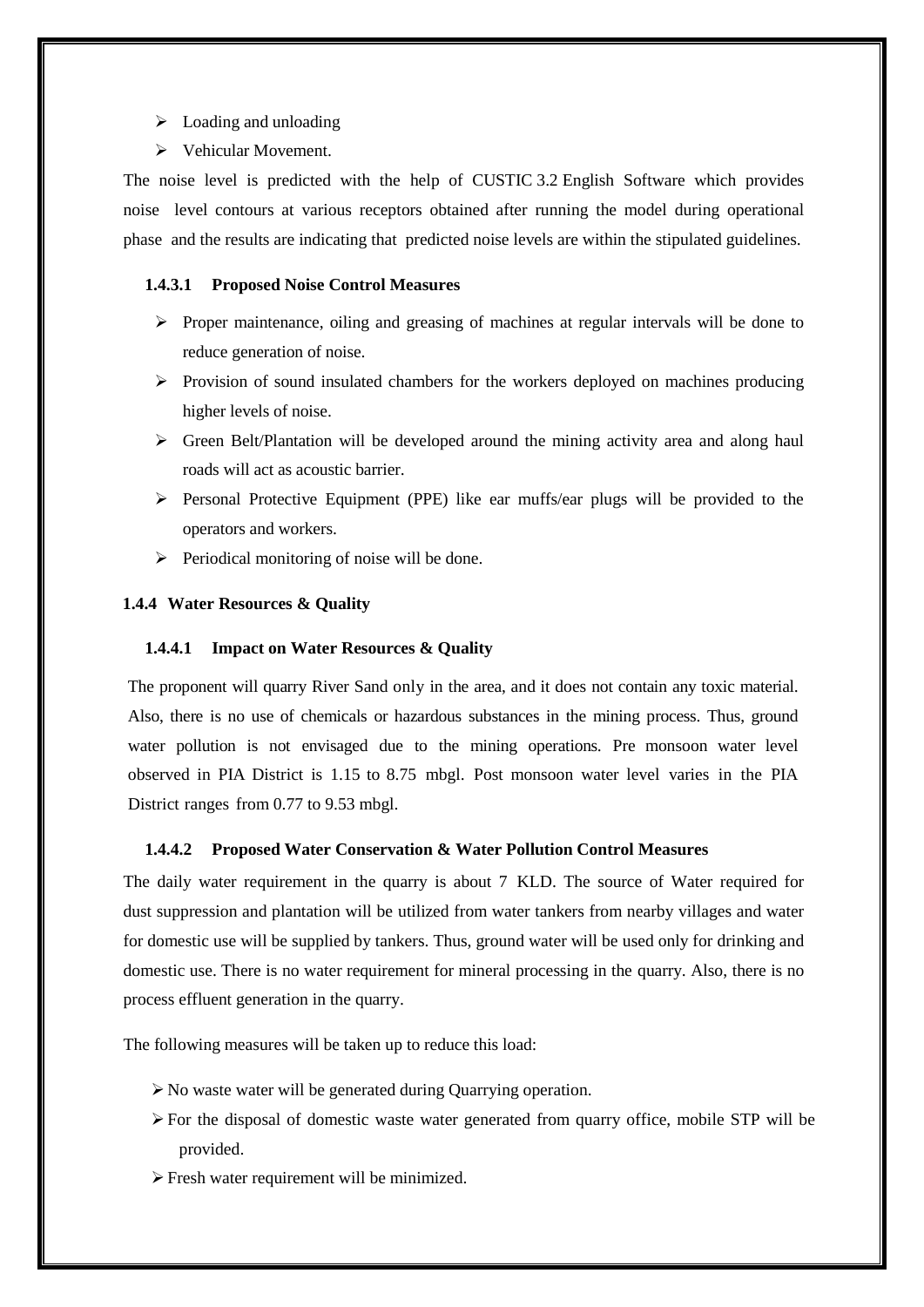- Loading and unloading
- Vehicular Movement.

The noise level is predicted with the help of CUSTIC 3.2 English Software which provides noise level contours at various receptors obtained after running the model during operational phase and the results are indicating that predicted noise levels are within the stipulated guidelines.

#### 1.4.3.1 Proposed Noise Control Measures

- Proper maintenance, oiling and greasing of machines at regular intervals will be done to reduce generation of noise.
- Provision of sound insulated chambers for the workers deployed on machines producing higher levels of noise.
- Green Belt/Plantation will be developed around the mining activity area and along haul roads will act as acoustic barrier.
- Personal Protective Equipment (PPE) like ear muffs/ear plugs will be provided to the operators and workers.
- Periodical monitoring of noise will be done.

### 1.4.4 Water Resources & Quality

#### 1.4.4.1 Impact on Water Resources & Quality

The proponent will quarry River Sand only in the area, and it does not contain any toxic material. Also, there is no use of chemicals or hazardous substances in the mining process. Thus, ground water pollution is not envisaged due to the mining operations. Pre monsoon water level observed in PIA District is 1.15 to 8.75 mbgl. Post monsoon water level varies in the PIA District ranges from 0.77 to 9.53 mbgl.

#### 1.4.4.2 Proposed Water Conservation & Water Pollution Control Measures

The daily water requirement in the quarry is about 7 KLD. The source of Water required for dust suppression and plantation will be utilized from water tankers from nearby villages and water for domestic use will be supplied by tankers. Thus, ground water will be used only for drinking and domestic use. There is no water requirement for mineral processing in the quarry. Also, there is no process effluent generation in the quarry.

The following measures will be taken up to reduce this load:

- No waste water will be generated during Quarrying operation.
- For the disposal of domestic waste water generated from quarry office, mobile STP will be provided.
- Fresh water requirement will be minimized.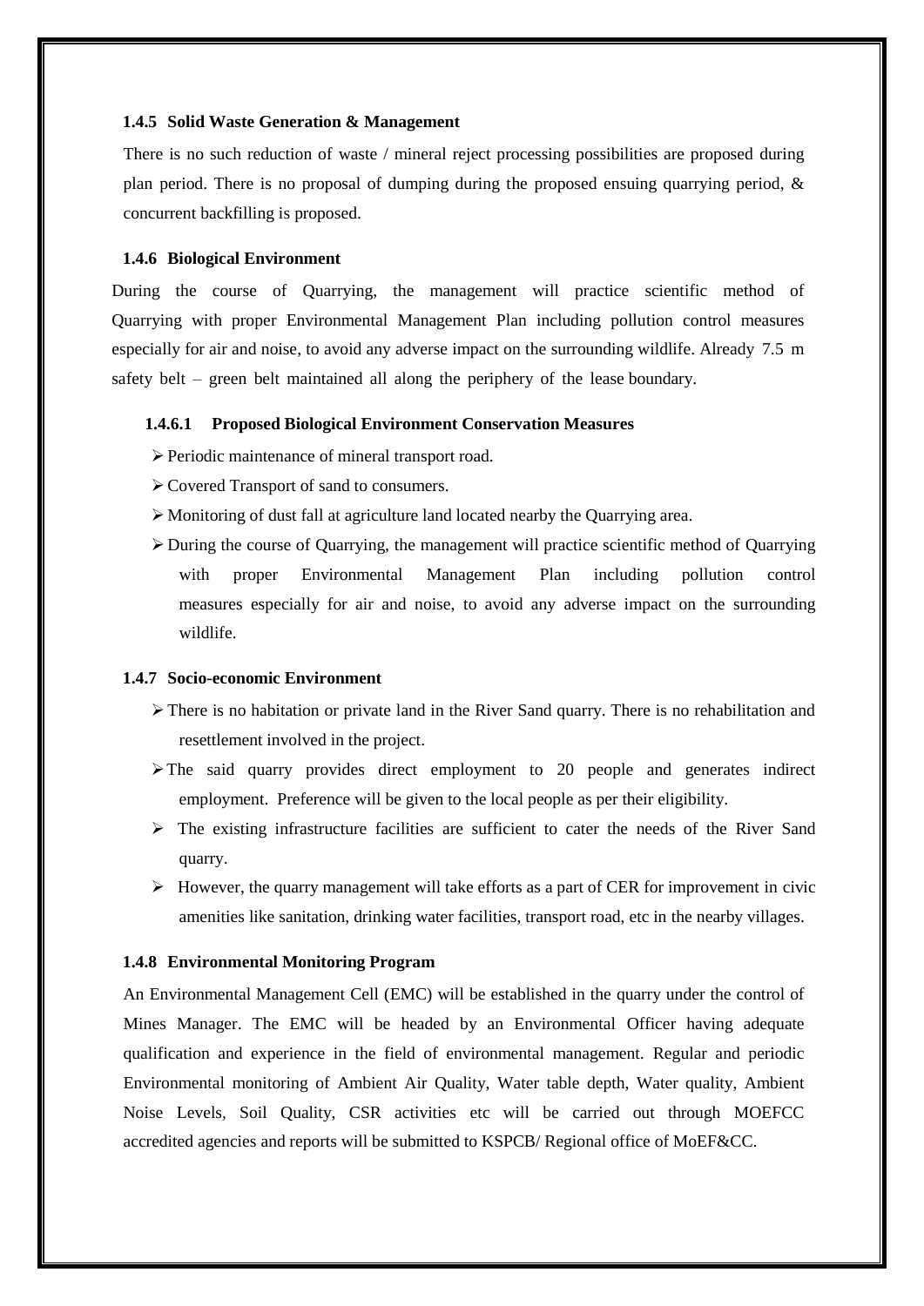### 1.4.5 Solid Waste Generation & Management

There is no such reduction of waste / mineral reject processing possibilities are proposed during plan period. There is no proposal of dumping during the proposed ensuing quarrying period, & concurrent backfilling is proposed.

### 1.4.6 Biological Environment

During the course of Quarrying, the management will practice scientific method of Quarrying with proper Environmental Management Plan including pollution control measures especially for air and noise, to avoid any adverse impact on the surrounding wildlife. Already 7.5 m safety belt – green belt maintained all along the periphery of the lease boundary.

#### 1.4.6.1 Proposed Biological Environment Conservation Measures

- Periodic maintenance of mineral transport road.
- Covered Transport of sand to consumers.
- Monitoring of dust fall at agriculture land located nearby the Quarrying area.
- During the course of Quarrying, the management will practice scientific method of Quarrying with proper Environmental Management Plan including pollution control measures especially for air and noise, to avoid any adverse impact on the surrounding wildlife.

### 1.4.7 Socio-economic Environment

- There is no habitation or private land in the River Sand quarry. There is no rehabilitation and resettlement involved in the project.
- The said quarry provides direct employment to 20 people and generates indirect employment. Preference will be given to the local people as per their eligibility.
- The existing infrastructure facilities are sufficient to cater the needs of the River Sand quarry.
- However, the quarry management will take efforts as a part of CER for improvement in civic amenities like sanitation, drinking water facilities, transport road, etc in the nearby villages.

### 1.4.8 Environmental Monitoring Program

An Environmental Management Cell (EMC) will be established in the quarry under the control of Mines Manager. The EMC will be headed by an Environmental Officer having adequate qualification and experience in the field of environmental management. Regular and periodic Environmental monitoring of Ambient Air Quality, Water table depth, Water quality, Ambient Noise Levels, Soil Quality, CSR activities etc will be carried out through MOEFCC accredited agencies and reports will be submitted to KSPCB/ Regional office of MoEF&CC.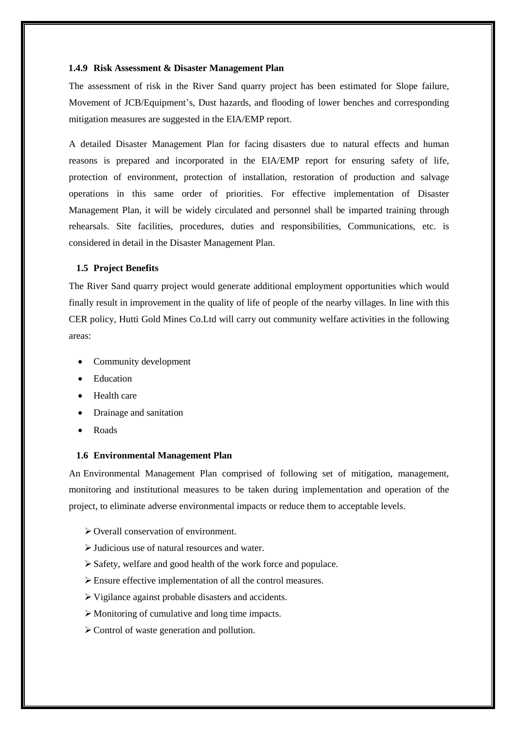### 1.4.9 Risk Assessment & Disaster Management Plan

The assessment of risk in the River Sand quarry project has been estimated for Slope failure, Movement of JCB/Equipment's, Dust hazards, and flooding of lower benches and corresponding mitigation measures are suggested in the EIA/EMP report.

A detailed Disaster Management Plan for facing disasters due to natural effects and human reasons is prepared and incorporated in the EIA/EMP report for ensuring safety of life, protection of environment, protection of installation, restoration of production and salvage operations in this same order of priorities. For effective implementation of Disaster Management Plan, it will be widely circulated and personnel shall be imparted training through rehearsals. Site facilities, procedures, duties and responsibilities, Communications, etc. is considered in detail in the Disaster Management Plan.

## 1.5 Project Benefits

The River Sand quarry project would generate additional employment opportunities which would finally result in improvement in the quality of life of people of the nearby villages. In line with this CER policy, Hutti Gold Mines Co.Ltd will carry out community welfare activities in the following areas:

- Community development
- Education
- Health care
- Drainage and sanitation
- Roads

## 1.6 Environmental Management Plan

An Environmental Management Plan comprised of following set of mitigation, management, monitoring and institutional measures to be taken during implementation and operation of the project, to eliminate adverse environmental impacts or reduce them to acceptable levels.

- Overall conservation of environment.
- Judicious use of natural resources and water.
- Safety, welfare and good health of the work force and populace.
- Ensure effective implementation of all the control measures.
- Vigilance against probable disasters and accidents.
- Monitoring of cumulative and long time impacts.
- Control of waste generation and pollution.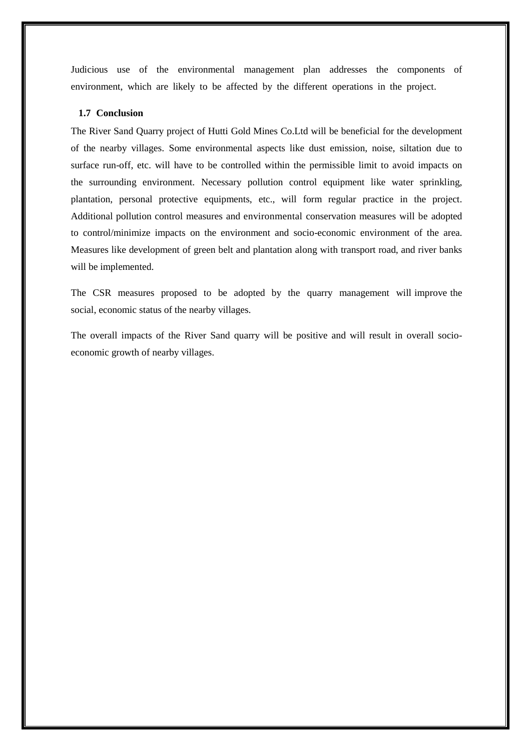Judicious use of the environmental management plan addresses the components of environment, which are likely to be affected by the different operations in the project.

### 1.7 Conclusion

The River Sand Quarry project of Hutti Gold Mines Co.Ltd will be beneficial for the development of the nearby villages. Some environmental aspects like dust emission, noise, siltation due to surface run-off, etc. will have to be controlled within the permissible limit to avoid impacts on the surrounding environment. Necessary pollution control equipment like water sprinkling, plantation, personal protective equipments, etc., will form regular practice in the project. Additional pollution control measures and environmental conservation measures will be adopted to control/minimize impacts on the environment and socio-economic environment of the area. Measures like development of green belt and plantation along with transport road, and river banks will be implemented.

The CSR measures proposed to be adopted by the quarry management will improve the social, economic status of the nearby villages.

The overall impacts of the River Sand quarry will be positive and will result in overall socio-economic growth of nearby villages.